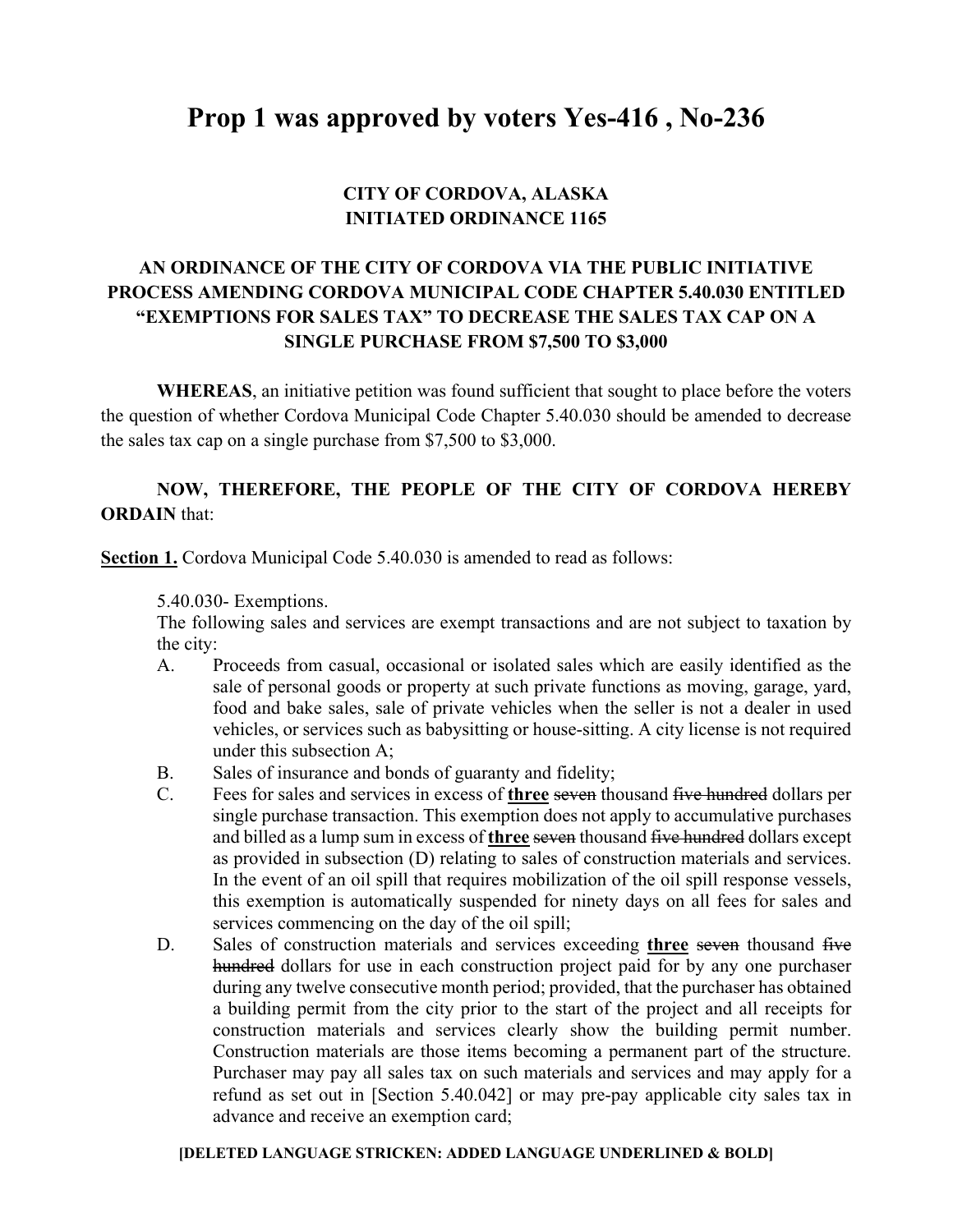# Prop 1 was approved by voters Yes-416 , No-236

**CITY OF CORDOVA, ALASKA**
**INITIATED ORDINANCE 1165**

**AN ORDINANCE OF THE CITY OF CORDOVA VIA THE PUBLIC INITIATIVE PROCESS AMENDING CORDOVA MUNICIPAL CODE CHAPTER 5.40.030 ENTITLED "EXEMPTIONS FOR SALES TAX" TO DECREASE THE SALES TAX CAP ON A SINGLE PURCHASE FROM $7,500 TO $3,000**

**WHEREAS**, an initiative petition was found sufficient that sought to place before the voters the question of whether Cordova Municipal Code Chapter 5.40.030 should be amended to decrease the sales tax cap on a single purchase from $7,500 to $3,000.

**NOW, THEREFORE, THE PEOPLE OF THE CITY OF CORDOVA HEREBY ORDAIN** that:

**<u>Section 1.</u>** Cordova Municipal Code 5.40.030 is amended to read as follows:

5.40.030- Exemptions.
The following sales and services are exempt transactions and are not subject to taxation by the city:

A. Proceeds from casual, occasional or isolated sales which are easily identified as the sale of personal goods or property at such private functions as moving, garage, yard, food and bake sales, sale of private vehicles when the seller is not a dealer in used vehicles, or services such as babysitting or house-sitting. A city license is not required under this subsection A;

B. Sales of insurance and bonds of guaranty and fidelity;

C. Fees for sales and services in excess of **<u>three</u>** ~~seven~~ thousand ~~five hundred~~ dollars per single purchase transaction. This exemption does not apply to accumulative purchases and billed as a lump sum in excess of **<u>three</u>** ~~seven~~ thousand ~~five hundred~~ dollars except as provided in subsection (D) relating to sales of construction materials and services. In the event of an oil spill that requires mobilization of the oil spill response vessels, this exemption is automatically suspended for ninety days on all fees for sales and services commencing on the day of the oil spill;

D. Sales of construction materials and services exceeding **<u>three</u>** ~~seven~~ thousand ~~five hundred~~ dollars for use in each construction project paid for by any one purchaser during any twelve consecutive month period; provided, that the purchaser has obtained a building permit from the city prior to the start of the project and all receipts for construction materials and services clearly show the building permit number. Construction materials are those items becoming a permanent part of the structure. Purchaser may pay all sales tax on such materials and services and may apply for a refund as set out in [Section 5.40.042] or may pre-pay applicable city sales tax in advance and receive an exemption card;

**[DELETED LANGUAGE STRICKEN: ADDED LANGUAGE UNDERLINED & BOLD]**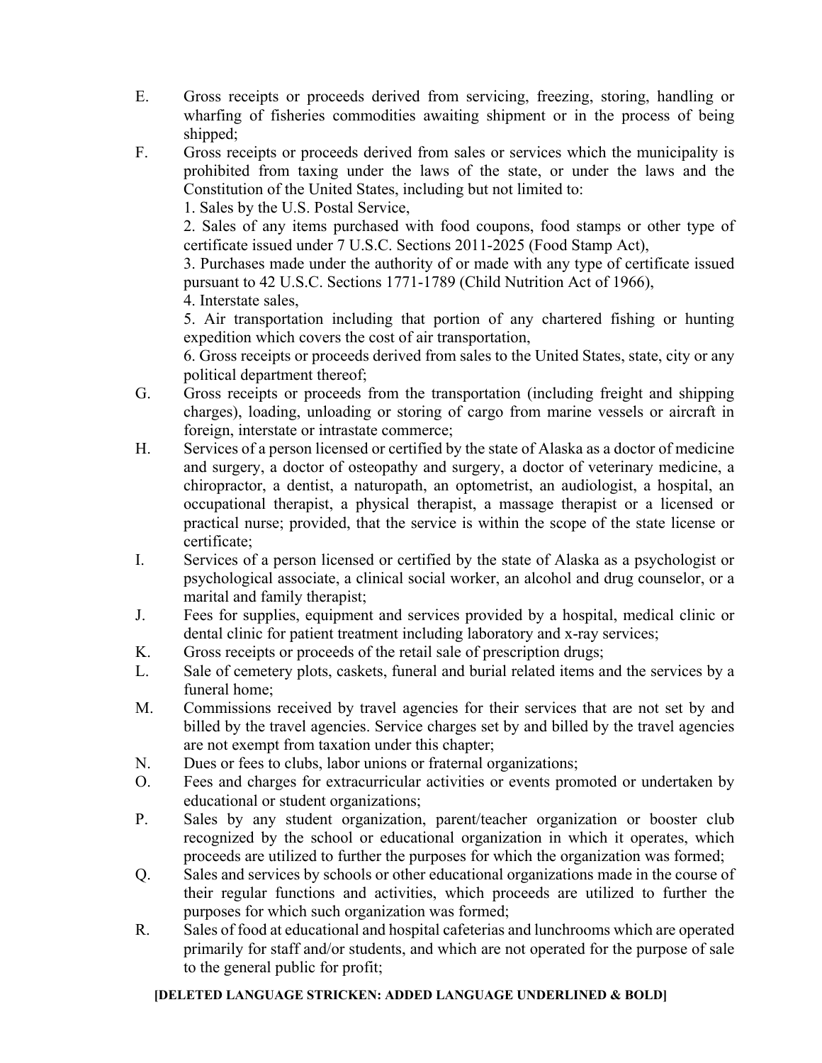E. Gross receipts or proceeds derived from servicing, freezing, storing, handling or wharfing of fisheries commodities awaiting shipment or in the process of being shipped;

F. Gross receipts or proceeds derived from sales or services which the municipality is prohibited from taxing under the laws of the state, or under the laws and the Constitution of the United States, including but not limited to:

1. Sales by the U.S. Postal Service,
2. Sales of any items purchased with food coupons, food stamps or other type of certificate issued under 7 U.S.C. Sections 2011-2025 (Food Stamp Act),
3. Purchases made under the authority of or made with any type of certificate issued pursuant to 42 U.S.C. Sections 1771-1789 (Child Nutrition Act of 1966),
4. Interstate sales,
5. Air transportation including that portion of any chartered fishing or hunting expedition which covers the cost of air transportation,
6. Gross receipts or proceeds derived from sales to the United States, state, city or any political department thereof;

G. Gross receipts or proceeds from the transportation (including freight and shipping charges), loading, unloading or storing of cargo from marine vessels or aircraft in foreign, interstate or intrastate commerce;

H. Services of a person licensed or certified by the state of Alaska as a doctor of medicine and surgery, a doctor of osteopathy and surgery, a doctor of veterinary medicine, a chiropractor, a dentist, a naturopath, an optometrist, an audiologist, a hospital, an occupational therapist, a physical therapist, a massage therapist or a licensed or practical nurse; provided, that the service is within the scope of the state license or certificate;

I. Services of a person licensed or certified by the state of Alaska as a psychologist or psychological associate, a clinical social worker, an alcohol and drug counselor, or a marital and family therapist;

J. Fees for supplies, equipment and services provided by a hospital, medical clinic or dental clinic for patient treatment including laboratory and x-ray services;

K. Gross receipts or proceeds of the retail sale of prescription drugs;

L. Sale of cemetery plots, caskets, funeral and burial related items and the services by a funeral home;

M. Commissions received by travel agencies for their services that are not set by and billed by the travel agencies. Service charges set by and billed by the travel agencies are not exempt from taxation under this chapter;

N. Dues or fees to clubs, labor unions or fraternal organizations;

O. Fees and charges for extracurricular activities or events promoted or undertaken by educational or student organizations;

P. Sales by any student organization, parent/teacher organization or booster club recognized by the school or educational organization in which it operates, which proceeds are utilized to further the purposes for which the organization was formed;

Q. Sales and services by schools or other educational organizations made in the course of their regular functions and activities, which proceeds are utilized to further the purposes for which such organization was formed;

R. Sales of food at educational and hospital cafeterias and lunchrooms which are operated primarily for staff and/or students, and which are not operated for the purpose of sale to the general public for profit;

**[DELETED LANGUAGE STRICKEN: ADDED LANGUAGE UNDERLINED & BOLD]**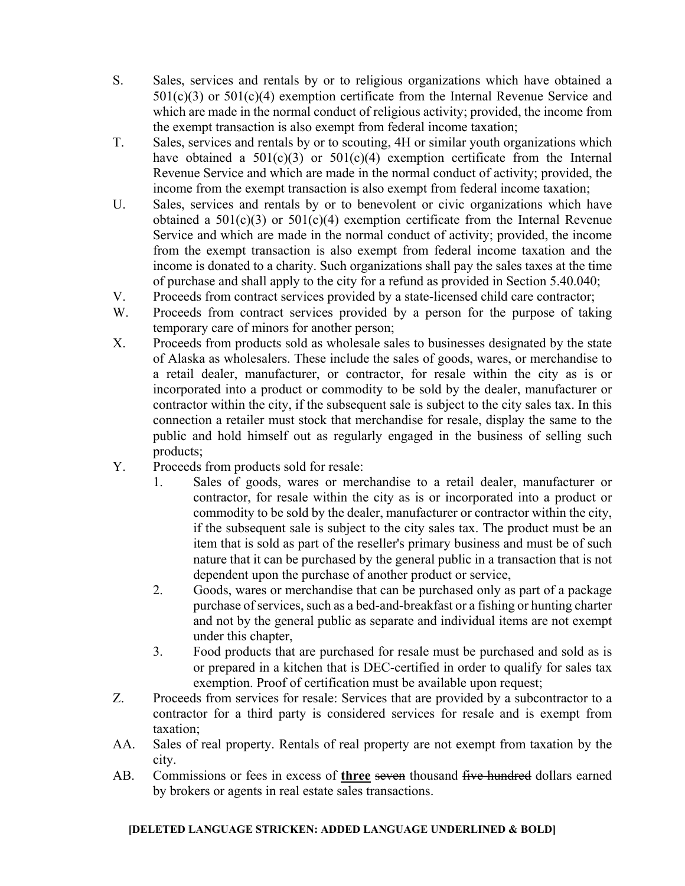S. Sales, services and rentals by or to religious organizations which have obtained a 501(c)(3) or 501(c)(4) exemption certificate from the Internal Revenue Service and which are made in the normal conduct of religious activity; provided, the income from the exempt transaction is also exempt from federal income taxation;

T. Sales, services and rentals by or to scouting, 4H or similar youth organizations which have obtained a 501(c)(3) or 501(c)(4) exemption certificate from the Internal Revenue Service and which are made in the normal conduct of activity; provided, the income from the exempt transaction is also exempt from federal income taxation;

U. Sales, services and rentals by or to benevolent or civic organizations which have obtained a 501(c)(3) or 501(c)(4) exemption certificate from the Internal Revenue Service and which are made in the normal conduct of activity; provided, the income from the exempt transaction is also exempt from federal income taxation and the income is donated to a charity. Such organizations shall pay the sales taxes at the time of purchase and shall apply to the city for a refund as provided in Section 5.40.040;

V. Proceeds from contract services provided by a state-licensed child care contractor;

W. Proceeds from contract services provided by a person for the purpose of taking temporary care of minors for another person;

X. Proceeds from products sold as wholesale sales to businesses designated by the state of Alaska as wholesalers. These include the sales of goods, wares, or merchandise to a retail dealer, manufacturer, or contractor, for resale within the city as is or incorporated into a product or commodity to be sold by the dealer, manufacturer or contractor within the city, if the subsequent sale is subject to the city sales tax. In this connection a retailer must stock that merchandise for resale, display the same to the public and hold himself out as regularly engaged in the business of selling such products;

Y. Proceeds from products sold for resale:

1. Sales of goods, wares or merchandise to a retail dealer, manufacturer or contractor, for resale within the city as is or incorporated into a product or commodity to be sold by the dealer, manufacturer or contractor within the city, if the subsequent sale is subject to the city sales tax. The product must be an item that is sold as part of the reseller's primary business and must be of such nature that it can be purchased by the general public in a transaction that is not dependent upon the purchase of another product or service,
2. Goods, wares or merchandise that can be purchased only as part of a package purchase of services, such as a bed-and-breakfast or a fishing or hunting charter and not by the general public as separate and individual items are not exempt under this chapter,
3. Food products that are purchased for resale must be purchased and sold as is or prepared in a kitchen that is DEC-certified in order to qualify for sales tax exemption. Proof of certification must be available upon request;

Z. Proceeds from services for resale: Services that are provided by a subcontractor to a contractor for a third party is considered services for resale and is exempt from taxation;

AA. Sales of real property. Rentals of real property are not exempt from taxation by the city.

AB. Commissions or fees in excess of <u>**three**</u> ~~seven~~ thousand ~~five hundred~~ dollars earned by brokers or agents in real estate sales transactions.

**[DELETED LANGUAGE STRICKEN: ADDED LANGUAGE UNDERLINED & BOLD]**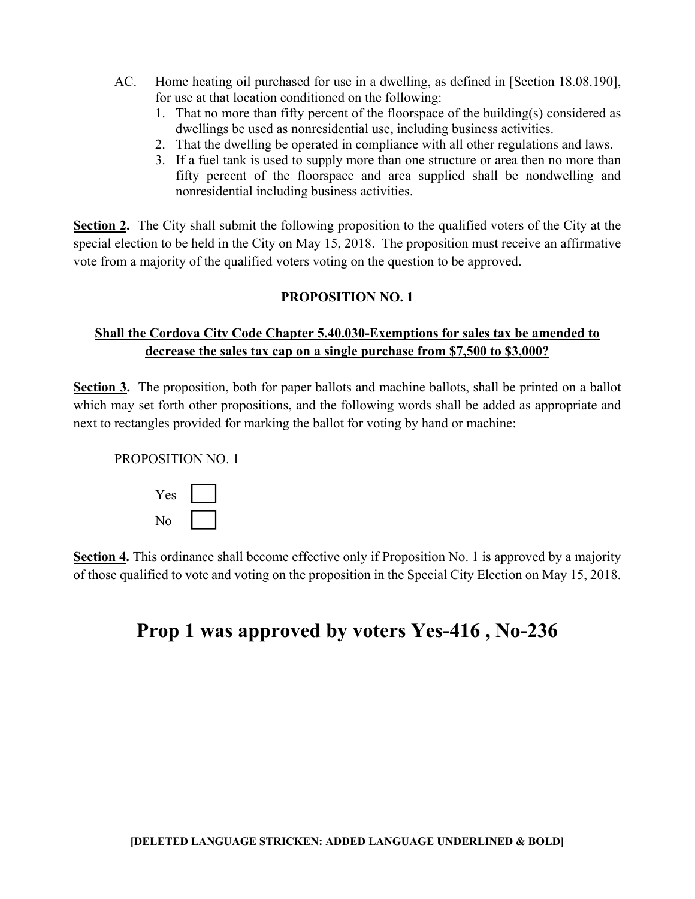AC. Home heating oil purchased for use in a dwelling, as defined in [Section 18.08.190], for use at that location conditioned on the following:
1. That no more than fifty percent of the floorspace of the building(s) considered as dwellings be used as nonresidential use, including business activities.
2. That the dwelling be operated in compliance with all other regulations and laws.
3. If a fuel tank is used to supply more than one structure or area then no more than fifty percent of the floorspace and area supplied shall be nondwelling and nonresidential including business activities.

**Section 2.** The City shall submit the following proposition to the qualified voters of the City at the special election to be held in the City on May 15, 2018. The proposition must receive an affirmative vote from a majority of the qualified voters voting on the question to be approved.

**PROPOSITION NO. 1**

**Shall the Cordova City Code Chapter 5.40.030-Exemptions for sales tax be amended to decrease the sales tax cap on a single purchase from $7,500 to $3,000?**

**Section 3.** The proposition, both for paper ballots and machine ballots, shall be printed on a ballot which may set forth other propositions, and the following words shall be added as appropriate and next to rectangles provided for marking the ballot for voting by hand or machine:

PROPOSITION NO. 1

Yes ☐

No ☐

**Section 4.** This ordinance shall become effective only if Proposition No. 1 is approved by a majority of those qualified to vote and voting on the proposition in the Special City Election on May 15, 2018.

# Prop 1 was approved by voters Yes-416 , No-236

**[DELETED LANGUAGE STRICKEN: ADDED LANGUAGE UNDERLINED & BOLD]**